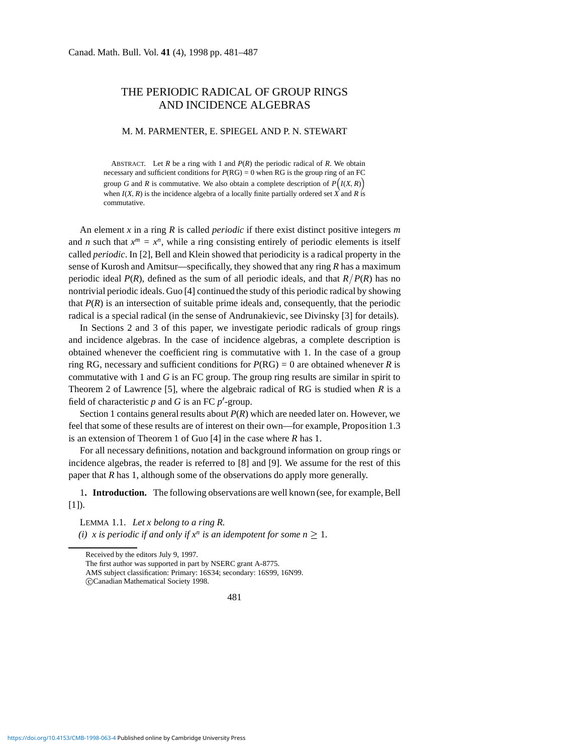# THE PERIODIC RADICAL OF GROUP RINGS AND INCIDENCE ALGEBRAS

M. M. PARMENTER, E. SPIEGEL AND P. N. STEWART

ABSTRACT. Let $R$ be a ring with 1 and $P(R)$ the periodic radical of $R$. We obtain necessary and sufficient conditions for $P(\mathrm{RG}) = 0$ when RG is the group ring of an FC group $G$ and $R$ is commutative. We also obtain a complete description of $P\big(I(X, R)\big)$ when $I(X, R)$ is the incidence algebra of a locally finite partially ordered set $X$ and $R$ is commutative.

An element $x$ in a ring $R$ is called *periodic* if there exist distinct positive integers $m$ and $n$ such that $x^m = x^n$, while a ring consisting entirely of periodic elements is itself called *periodic*. In [2], Bell and Klein showed that periodicity is a radical property in the sense of Kurosh and Amitsur—specifically, they showed that any ring $R$ has a maximum periodic ideal $P(R)$, defined as the sum of all periodic ideals, and that $R/P(R)$ has no nontrivial periodic ideals. Guo [4] continued the study of this periodic radical by showing that $P(R)$ is an intersection of suitable prime ideals and, consequently, that the periodic radical is a special radical (in the sense of Andrunakievic, see Divinsky [3] for details).

In Sections 2 and 3 of this paper, we investigate periodic radicals of group rings and incidence algebras. In the case of incidence algebras, a complete description is obtained whenever the coefficient ring is commutative with 1. In the case of a group ring RG, necessary and sufficient conditions for $P(\mathrm{RG}) = 0$ are obtained whenever $R$ is commutative with 1 and $G$ is an FC group. The group ring results are similar in spirit to Theorem 2 of Lawrence [5], where the algebraic radical of RG is studied when $R$ is a field of characteristic $p$ and $G$ is an FC $p'$-group.

Section 1 contains general results about $P(R)$ which are needed later on. However, we feel that some of these results are of interest on their own—for example, Proposition 1.3 is an extension of Theorem 1 of Guo [4] in the case where $R$ has 1.

For all necessary definitions, notation and background information on group rings or incidence algebras, the reader is referred to [8] and [9]. We assume for the rest of this paper that $R$ has 1, although some of the observations do apply more generally.

## 1. Introduction.

The following observations are well known (see, for example, Bell [1]).

LEMMA 1.1. *Let $x$ belong to a ring $R$.*

*(i) $x$ is periodic if and only if $x^n$ is an idempotent for some $n \geq 1$.*

---

Received by the editors July 9, 1997.

The first author was supported in part by NSERC grant A-8775.

AMS subject classification: Primary: 16S34; secondary: 16S99, 16N99.

©Canadian Mathematical Society 1998.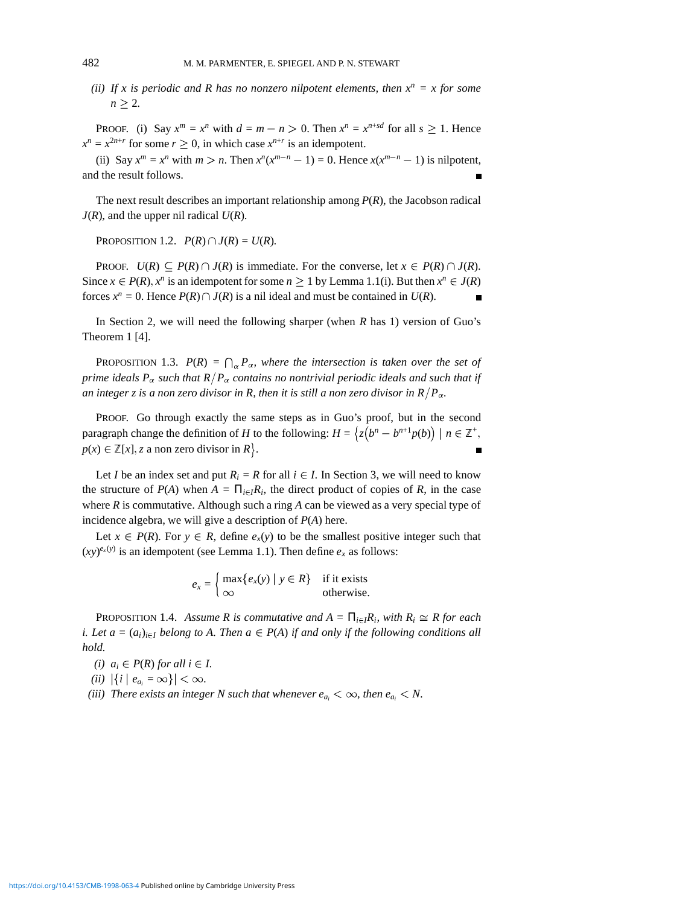*(ii) If $x$ is periodic and $R$ has no nonzero nilpotent elements, then $x^n = x$ for some $n \geq 2$.*

PROOF. (i) Say $x^m = x^n$ with $d = m - n > 0$. Then $x^n = x^{n+sd}$ for all $s \geq 1$. Hence $x^n = x^{2n+r}$ for some $r \geq 0$, in which case $x^{n+r}$ is an idempotent.

(ii) Say $x^m = x^n$ with $m > n$. Then $x^n(x^{m-n} - 1) = 0$. Hence $x(x^{m-n} - 1)$ is nilpotent, and the result follows. ■

The next result describes an important relationship among $P(R)$, the Jacobson radical $J(R)$, and the upper nil radical $U(R)$.

PROPOSITION 1.2. *$P(R) \cap J(R) = U(R)$.*

PROOF. $U(R) \subseteq P(R) \cap J(R)$ is immediate. For the converse, let $x \in P(R) \cap J(R)$. Since $x \in P(R)$, $x^n$ is an idempotent for some $n \geq 1$ by Lemma 1.1(i). But then $x^n \in J(R)$ forces $x^n = 0$. Hence $P(R) \cap J(R)$ is a nil ideal and must be contained in $U(R)$. ■

In Section 2, we will need the following sharper (when $R$ has 1) version of Guo's Theorem 1 [4].

PROPOSITION 1.3. *$P(R) = \bigcap_\alpha P_\alpha$, where the intersection is taken over the set of prime ideals $P_\alpha$ such that $R/P_\alpha$ contains no nontrivial periodic ideals and such that if an integer $z$ is a non zero divisor in $R$, then it is still a non zero divisor in $R/P_\alpha$.*

PROOF. Go through exactly the same steps as in Guo's proof, but in the second paragraph change the definition of $H$ to the following: $H = \{z(b^n - b^{n+1}p(b)) \mid n \in \mathbb{Z}^+,$ $p(x) \in \mathbb{Z}[x], z \text{ a non zero divisor in } R\}$. ■

Let $I$ be an index set and put $R_i = R$ for all $i \in I$. In Section 3, we will need to know the structure of $P(A)$ when $A = \prod_{i \in I} R_i$, the direct product of copies of $R$, in the case where $R$ is commutative. Although such a ring $A$ can be viewed as a very special type of incidence algebra, we will give a description of $P(A)$ here.

Let $x \in P(R)$. For $y \in R$, define $e_x(y)$ to be the smallest positive integer such that $(xy)^{e_x(y)}$ is an idempotent (see Lemma 1.1). Then define $e_x$ as follows:

$$e_x = \begin{cases} \max\{e_x(y) \mid y \in R\} & \text{if it exists} \\ \infty & \text{otherwise.} \end{cases}$$

PROPOSITION 1.4. *Assume $R$ is commutative and $A = \prod_{i \in I} R_i$, with $R_i \cong R$ for each $i$. Let $a = (a_i)_{i \in I}$ belong to $A$. Then $a \in P(A)$ if and only if the following conditions all hold.*

*(i) $a_i \in P(R)$ for all $i \in I$.*

*(ii) $|\{i \mid e_{a_i} = \infty\}| < \infty$.*

*(iii) There exists an integer $N$ such that whenever $e_{a_i} < \infty$, then $e_{a_i} < N$.*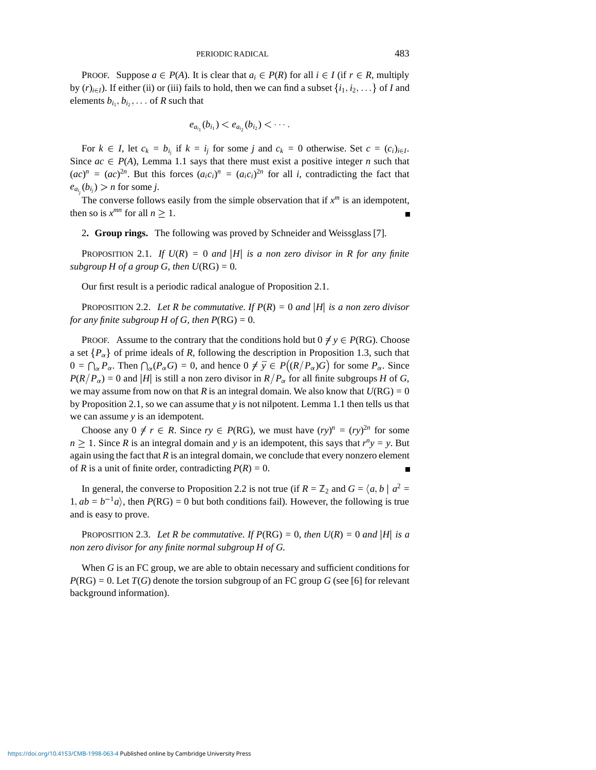PROOF. Suppose $a \in P(A)$. It is clear that $a_i \in P(R)$ for all $i \in I$ (if $r \in R$, multiply by $(r)_{i\in I}$). If either (ii) or (iii) fails to hold, then we can find a subset $\{i_1, i_2, \ldots\}$ of $I$ and elements $b_{i_1}, b_{i_2}, \ldots$ of $R$ such that

$$e_{a_{i_1}}(b_{i_1}) < e_{a_{i_2}}(b_{i_2}) < \cdots.$$

For $k \in I$, let $c_k = b_{i_j}$ if $k = i_j$ for some $j$ and $c_k = 0$ otherwise. Set $c = (c_i)_{i\in I}$. Since $ac \in P(A)$, Lemma 1.1 says that there must exist a positive integer $n$ such that $(ac)^n = (ac)^{2n}$. But this forces $(a_ic_i)^n = (a_ic_i)^{2n}$ for all $i$, contradicting the fact that $e_{a_{i_j}}(b_{i_j}) > n$ for some $j$.

The converse follows easily from the simple observation that if $x^m$ is an idempotent, then so is $x^{mn}$ for all $n \geq 1$. ∎

2. **Group rings.** The following was proved by Schneider and Weissglass [7].

PROPOSITION 2.1. *If $U(R) = 0$ and $|H|$ is a non zero divisor in $R$ for any finite subgroup $H$ of a group $G$, then $U(\mathrm{RG}) = 0$.*

Our first result is a periodic radical analogue of Proposition 2.1.

PROPOSITION 2.2. *Let $R$ be commutative. If $P(R) = 0$ and $|H|$ is a non zero divisor for any finite subgroup $H$ of $G$, then $P(\mathrm{RG}) = 0$.*

PROOF. Assume to the contrary that the conditions hold but $0 \neq y \in P(\mathrm{RG})$. Choose a set $\{P_\alpha\}$ of prime ideals of $R$, following the description in Proposition 1.3, such that $0 = \bigcap_\alpha P_\alpha$. Then $\bigcap_\alpha (P_\alpha G) = 0$, and hence $0 \neq \bar{y} \in P\big((R/P_\alpha)G\big)$ for some $P_\alpha$. Since $P(R/P_\alpha) = 0$ and $|H|$ is still a non zero divisor in $R/P_\alpha$ for all finite subgroups $H$ of $G$, we may assume from now on that $R$ is an integral domain. We also know that $U(\mathrm{RG}) = 0$ by Proposition 2.1, so we can assume that $y$ is not nilpotent. Lemma 1.1 then tells us that we can assume $y$ is an idempotent.

Choose any $0 \neq r \in R$. Since $ry \in P(\mathrm{RG})$, we must have $(ry)^n = (ry)^{2n}$ for some $n \geq 1$. Since $R$ is an integral domain and $y$ is an idempotent, this says that $r^n y = y$. But again using the fact that $R$ is an integral domain, we conclude that every nonzero element of $R$ is a unit of finite order, contradicting $P(R) = 0$. ∎

In general, the converse to Proposition 2.2 is not true (if $R = \mathbb{Z}_2$ and $G = \langle a, b \mid a^2 = 1, ab = b^{-1}a\rangle$, then $P(\mathrm{RG}) = 0$ but both conditions fail). However, the following is true and is easy to prove.

PROPOSITION 2.3. *Let $R$ be commutative. If $P(\mathrm{RG}) = 0$, then $U(R) = 0$ and $|H|$ is a non zero divisor for any finite normal subgroup $H$ of $G$.*

When $G$ is an FC group, we are able to obtain necessary and sufficient conditions for $P(\mathrm{RG}) = 0$. Let $T(G)$ denote the torsion subgroup of an FC group $G$ (see [6] for relevant background information).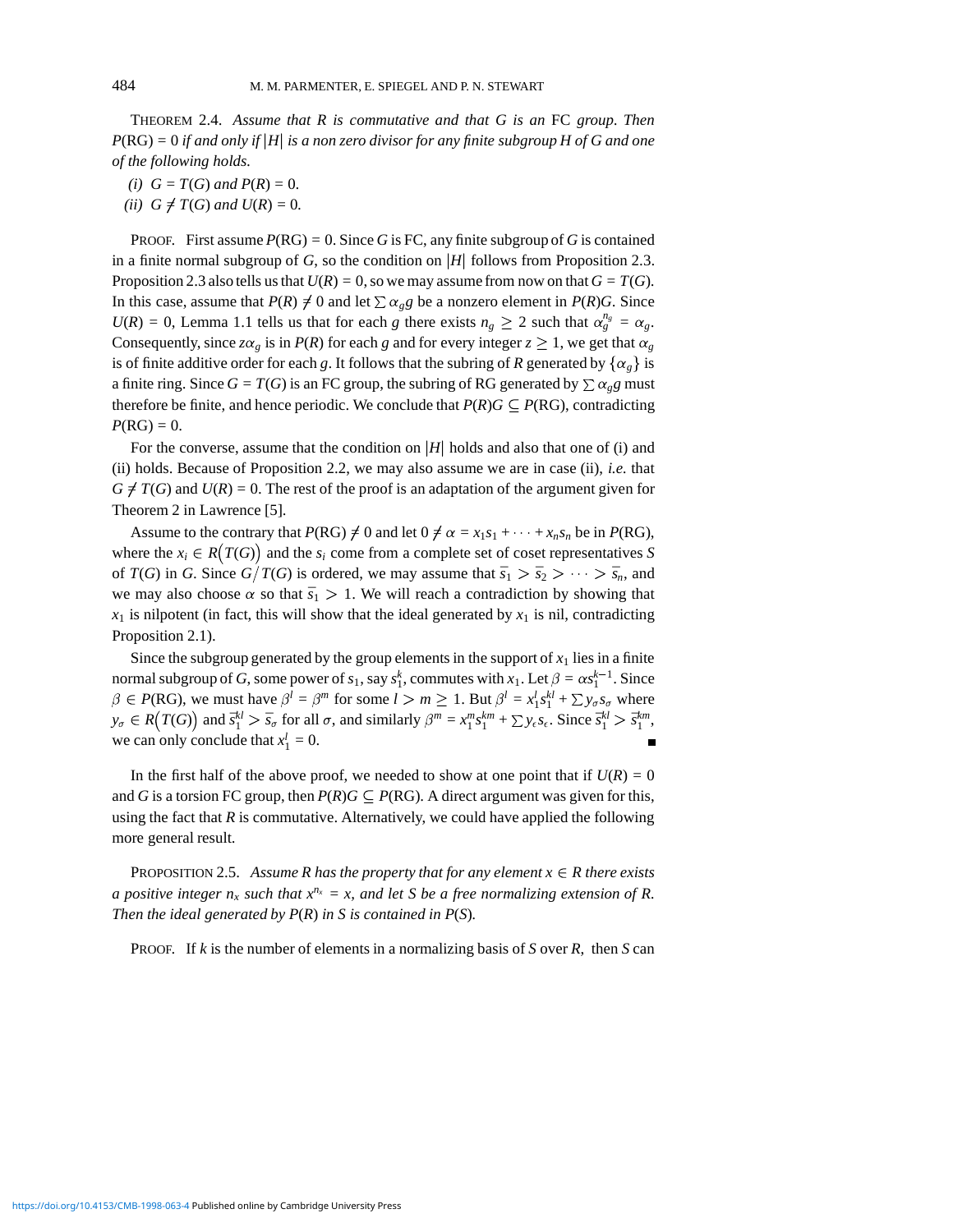THEOREM 2.4. *Assume that $R$ is commutative and that $G$ is an* FC *group. Then $P(RG) = 0$ if and only if $|H|$ is a non zero divisor for any finite subgroup $H$ of $G$ and one of the following holds.*

*(i) $G = T(G)$ and $P(R) = 0$.*
*(ii) $G \neq T(G)$ and $U(R) = 0$.*

PROOF. First assume $P(RG) = 0$. Since $G$ is FC, any finite subgroup of $G$ is contained in a finite normal subgroup of $G$, so the condition on $|H|$ follows from Proposition 2.3. Proposition 2.3 also tells us that $U(R) = 0$, so we may assume from now on that $G = T(G)$. In this case, assume that $P(R) \neq 0$ and let $\sum \alpha_g g$ be a nonzero element in $P(R)G$. Since $U(R) = 0$, Lemma 1.1 tells us that for each $g$ there exists $n_g \geq 2$ such that $\alpha_g^{n_g} = \alpha_g$. Consequently, since $z\alpha_g$ is in $P(R)$ for each $g$ and for every integer $z \geq 1$, we get that $\alpha_g$ is of finite additive order for each $g$. It follows that the subring of $R$ generated by $\{\alpha_g\}$ is a finite ring. Since $G = T(G)$ is an FC group, the subring of RG generated by $\sum \alpha_g g$ must therefore be finite, and hence periodic. We conclude that $P(R)G \subseteq P(RG)$, contradicting $P(RG) = 0$.

For the converse, assume that the condition on $|H|$ holds and also that one of (i) and (ii) holds. Because of Proposition 2.2, we may also assume we are in case (ii), *i.e.* that $G \neq T(G)$ and $U(R) = 0$. The rest of the proof is an adaptation of the argument given for Theorem 2 in Lawrence [5].

Assume to the contrary that $P(RG) \neq 0$ and let $0 \neq \alpha = x_1 s_1 + \cdots + x_n s_n$ be in $P(RG)$, where the $x_i \in R\big(T(G)\big)$ and the $s_i$ come from a complete set of coset representatives $S$ of $T(G)$ in $G$. Since $G/T(G)$ is ordered, we may assume that $\bar{s}_1 > \bar{s}_2 > \cdots > \bar{s}_n$, and we may also choose $\alpha$ so that $\bar{s}_1 > 1$. We will reach a contradiction by showing that $x_1$ is nilpotent (in fact, this will show that the ideal generated by $x_1$ is nil, contradicting Proposition 2.1).

Since the subgroup generated by the group elements in the support of $x_1$ lies in a finite normal subgroup of $G$, some power of $s_1$, say $s_1^k$, commutes with $x_1$. Let $\beta = \alpha s_1^{k-1}$. Since $\beta \in P(RG)$, we must have $\beta^l = \beta^m$ for some $l > m \geq 1$. But $\beta^l = x_1^l s_1^{kl} + \sum y_\sigma s_\sigma$ where $y_\sigma \in R\big(T(G)\big)$ and $\bar{s}_1^{kl} > \bar{s}_\sigma$ for all $\sigma$, and similarly $\beta^m = x_1^m s_1^{km} + \sum y_\epsilon s_\epsilon$. Since $\bar{s}_1^{kl} > \bar{s}_1^{km}$, we can only conclude that $x_1^l = 0$. ■

In the first half of the above proof, we needed to show at one point that if $U(R) = 0$ and $G$ is a torsion FC group, then $P(R)G \subseteq P(RG)$. A direct argument was given for this, using the fact that $R$ is commutative. Alternatively, we could have applied the following more general result.

PROPOSITION 2.5. *Assume $R$ has the property that for any element $x \in R$ there exists a positive integer $n_x$ such that $x^{n_x} = x$, and let $S$ be a free normalizing extension of $R$. Then the ideal generated by $P(R)$ in $S$ is contained in $P(S)$.*

PROOF. If $k$ is the number of elements in a normalizing basis of $S$ over $R$, then $S$ can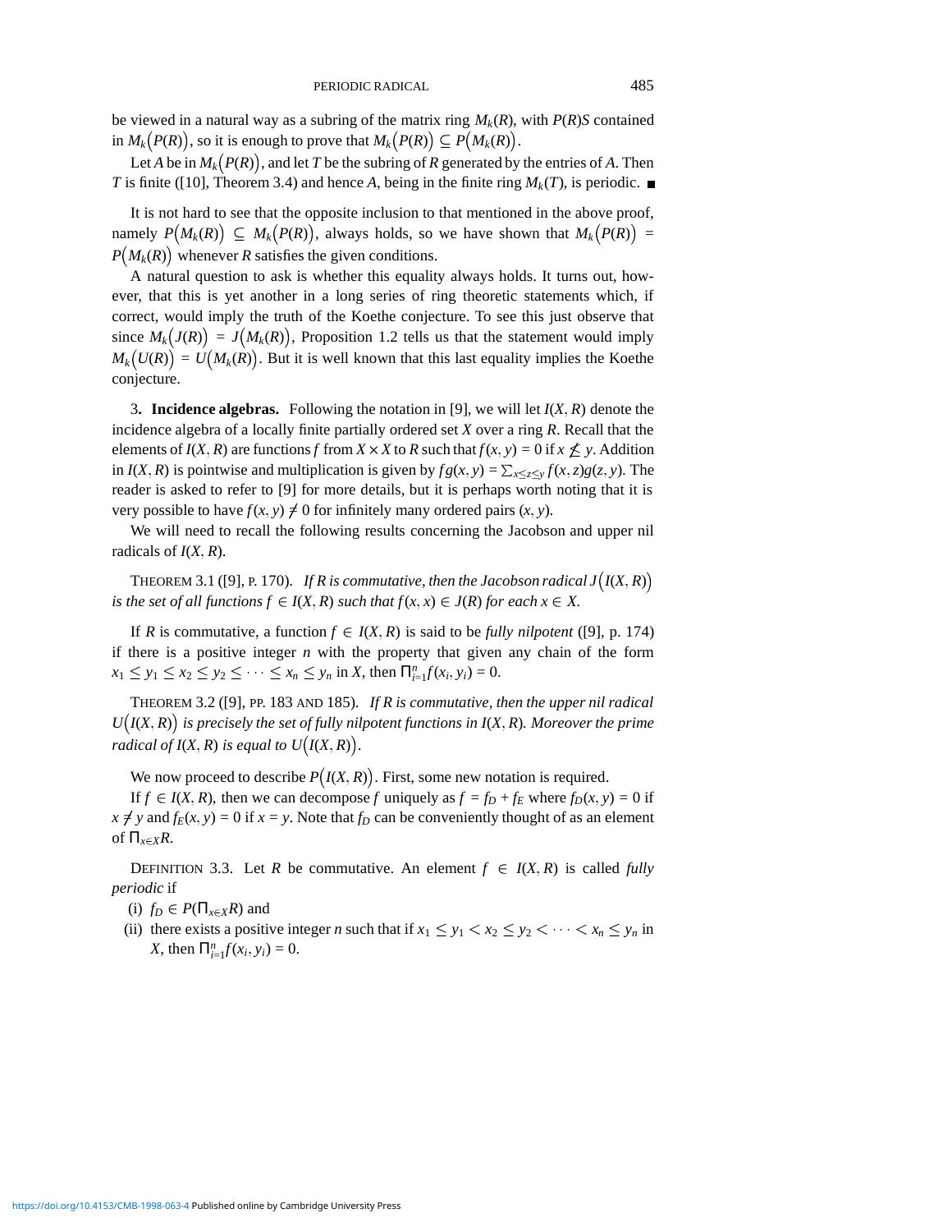be viewed in a natural way as a subring of the matrix ring $M_k(R)$, with $P(R)S$ contained in $M_k\big(P(R)\big)$, so it is enough to prove that $M_k\big(P(R)\big) \subseteq P\big(M_k(R)\big)$.

Let $A$ be in $M_k\big(P(R)\big)$, and let $T$ be the subring of $R$ generated by the entries of $A$. Then $T$ is finite ([10], Theorem 3.4) and hence $A$, being in the finite ring $M_k(T)$, is periodic. ∎

It is not hard to see that the opposite inclusion to that mentioned in the above proof, namely $P\big(M_k(R)\big) \subseteq M_k\big(P(R)\big)$, always holds, so we have shown that $M_k\big(P(R)\big) = P\big(M_k(R)\big)$ whenever $R$ satisfies the given conditions.

A natural question to ask is whether this equality always holds. It turns out, however, that this is yet another in a long series of ring theoretic statements which, if correct, would imply the truth of the Koethe conjecture. To see this just observe that since $M_k\big(J(R)\big) = J\big(M_k(R)\big)$, Proposition 1.2 tells us that the statement would imply $M_k\big(U(R)\big) = U\big(M_k(R)\big)$. But it is well known that this last equality implies the Koethe conjecture.

3. **Incidence algebras.** Following the notation in [9], we will let $I(X,R)$ denote the incidence algebra of a locally finite partially ordered set $X$ over a ring $R$. Recall that the elements of $I(X,R)$ are functions $f$ from $X \times X$ to $R$ such that $f(x,y) = 0$ if $x \nleq y$. Addition in $I(X,R)$ is pointwise and multiplication is given by $fg(x,y) = \sum_{x \leq z \leq y} f(x,z)g(z,y)$. The reader is asked to refer to [9] for more details, but it is perhaps worth noting that it is very possible to have $f(x,y) \neq 0$ for infinitely many ordered pairs $(x,y)$.

We will need to recall the following results concerning the Jacobson and upper nil radicals of $I(X,R)$.

THEOREM 3.1 ([9], P. 170). *If $R$ is commutative, then the Jacobson radical $J\big(I(X,R)\big)$ is the set of all functions $f \in I(X,R)$ such that $f(x,x) \in J(R)$ for each $x \in X$.*

If $R$ is commutative, a function $f \in I(X,R)$ is said to be *fully nilpotent* ([9], p. 174) if there is a positive integer $n$ with the property that given any chain of the form $x_1 \leq y_1 \leq x_2 \leq y_2 \leq \cdots \leq x_n \leq y_n$ in $X$, then $\prod_{i=1}^n f(x_i, y_i) = 0$.

THEOREM 3.2 ([9], PP. 183 AND 185). *If $R$ is commutative, then the upper nil radical $U\big(I(X,R)\big)$ is precisely the set of fully nilpotent functions in $I(X,R)$. Moreover the prime radical of $I(X,R)$ is equal to $U\big(I(X,R)\big)$.*

We now proceed to describe $P\big(I(X,R)\big)$. First, some new notation is required.

If $f \in I(X,R)$, then we can decompose $f$ uniquely as $f = f_D + f_E$ where $f_D(x,y) = 0$ if $x \neq y$ and $f_E(x,y) = 0$ if $x = y$. Note that $f_D$ can be conveniently thought of as an element of $\prod_{x \in X} R$.

DEFINITION 3.3. Let $R$ be commutative. An element $f \in I(X,R)$ is called *fully periodic* if

(i) $f_D \in P(\prod_{x \in X} R)$ and

(ii) there exists a positive integer $n$ such that if $x_1 \leq y_1 < x_2 \leq y_2 < \cdots < x_n \leq y_n$ in $X$, then $\prod_{i=1}^n f(x_i, y_i) = 0$.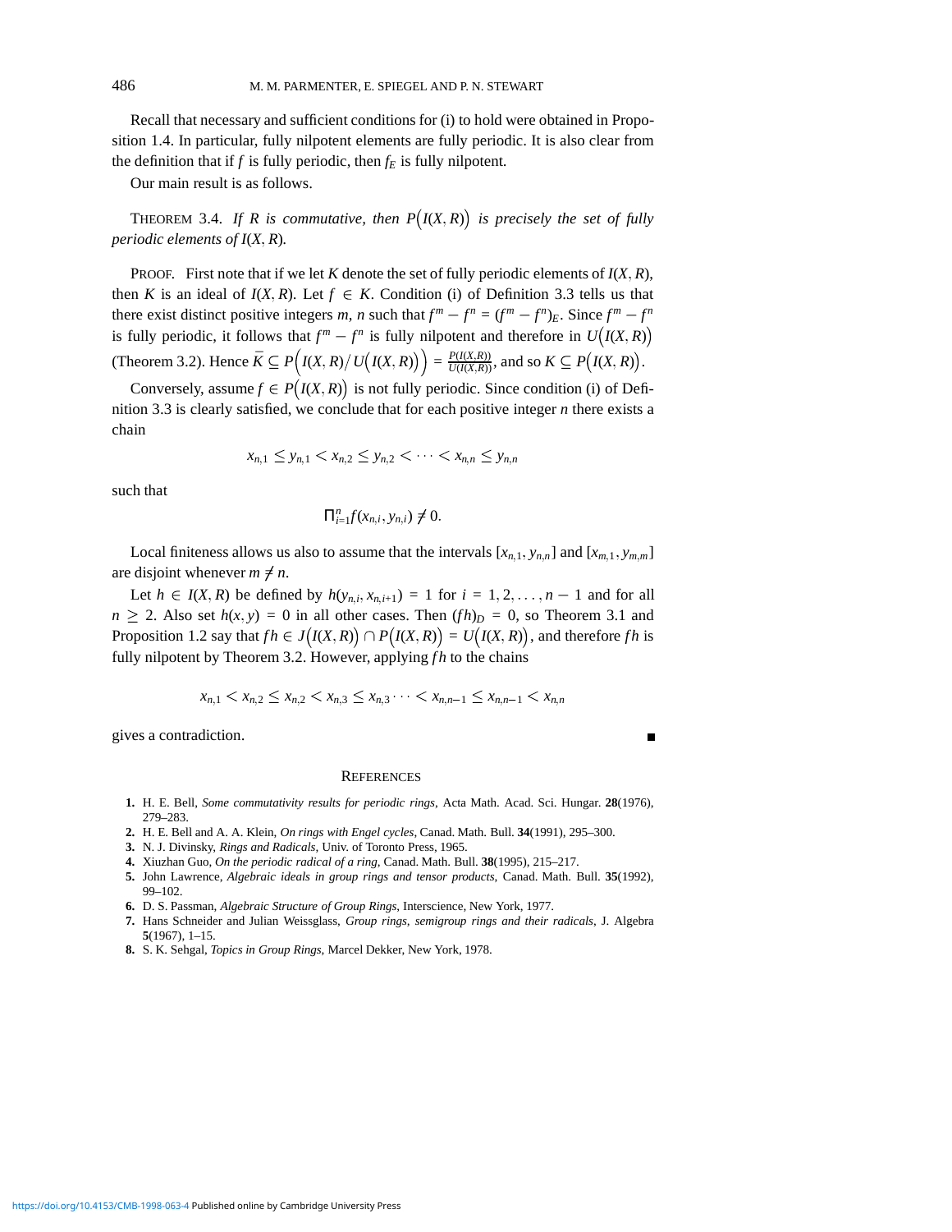Recall that necessary and sufficient conditions for (i) to hold were obtained in Proposition 1.4. In particular, fully nilpotent elements are fully periodic. It is also clear from the definition that if $f$ is fully periodic, then $f_E$ is fully nilpotent.

Our main result is as follows.

THEOREM 3.4. *If $R$ is commutative, then $P\big(I(X, R)\big)$ is precisely the set of fully periodic elements of $I(X, R)$.*

PROOF. First note that if we let $K$ denote the set of fully periodic elements of $I(X, R)$, then $K$ is an ideal of $I(X, R)$. Let $f \in K$. Condition (i) of Definition 3.3 tells us that there exist distinct positive integers $m$, $n$ such that $f^m - f^n = (f^m - f^n)_E$. Since $f^m - f^n$ is fully periodic, it follows that $f^m - f^n$ is fully nilpotent and therefore in $U\big(I(X, R)\big)$ (Theorem 3.2). Hence $\bar{K} \subseteq P\Big(I(X, R)/U\big(I(X, R)\big)\Big) = \frac{P(I(X,R))}{U(I(X,R))}$, and so $K \subseteq P\big(I(X, R)\big)$.

Conversely, assume $f \in P\big(I(X, R)\big)$ is not fully periodic. Since condition (i) of Definition 3.3 is clearly satisfied, we conclude that for each positive integer $n$ there exists a chain

$$x_{n,1} \leq y_{n,1} < x_{n,2} \leq y_{n,2} < \cdots < x_{n,n} \leq y_{n,n}$$

such that

$$\prod_{i=1}^{n} f(x_{n,i}, y_{n,i}) \neq 0.$$

Local finiteness allows us also to assume that the intervals $[x_{n,1}, y_{n,n}]$ and $[x_{m,1}, y_{m,m}]$ are disjoint whenever $m \neq n$.

Let $h \in I(X, R)$ be defined by $h(y_{n,i}, x_{n,i+1}) = 1$ for $i = 1, 2, \ldots, n-1$ and for all $n \geq 2$. Also set $h(x, y) = 0$ in all other cases. Then $(fh)_D = 0$, so Theorem 3.1 and Proposition 1.2 say that $fh \in J\big(I(X, R)\big) \cap P\big(I(X, R)\big) = U\big(I(X, R)\big)$, and therefore $fh$ is fully nilpotent by Theorem 3.2. However, applying $fh$ to the chains

$$x_{n,1} < x_{n,2} \leq x_{n,2} < x_{n,3} \leq x_{n,3} \cdots < x_{n,n-1} \leq x_{n,n-1} < x_{n,n}$$

gives a contradiction. ∎

## REFERENCES

1. H. E. Bell, *Some commutativity results for periodic rings*, Acta Math. Acad. Sci. Hungar. **28**(1976), 279–283.
2. H. E. Bell and A. A. Klein, *On rings with Engel cycles*, Canad. Math. Bull. **34**(1991), 295–300.
3. N. J. Divinsky, *Rings and Radicals*, Univ. of Toronto Press, 1965.
4. Xiuzhan Guo, *On the periodic radical of a ring*, Canad. Math. Bull. **38**(1995), 215–217.
5. John Lawrence, *Algebraic ideals in group rings and tensor products*, Canad. Math. Bull. **35**(1992), 99–102.
6. D. S. Passman, *Algebraic Structure of Group Rings*, Interscience, New York, 1977.
7. Hans Schneider and Julian Weissglass, *Group rings, semigroup rings and their radicals*, J. Algebra **5**(1967), 1–15.
8. S. K. Sehgal, *Topics in Group Rings*, Marcel Dekker, New York, 1978.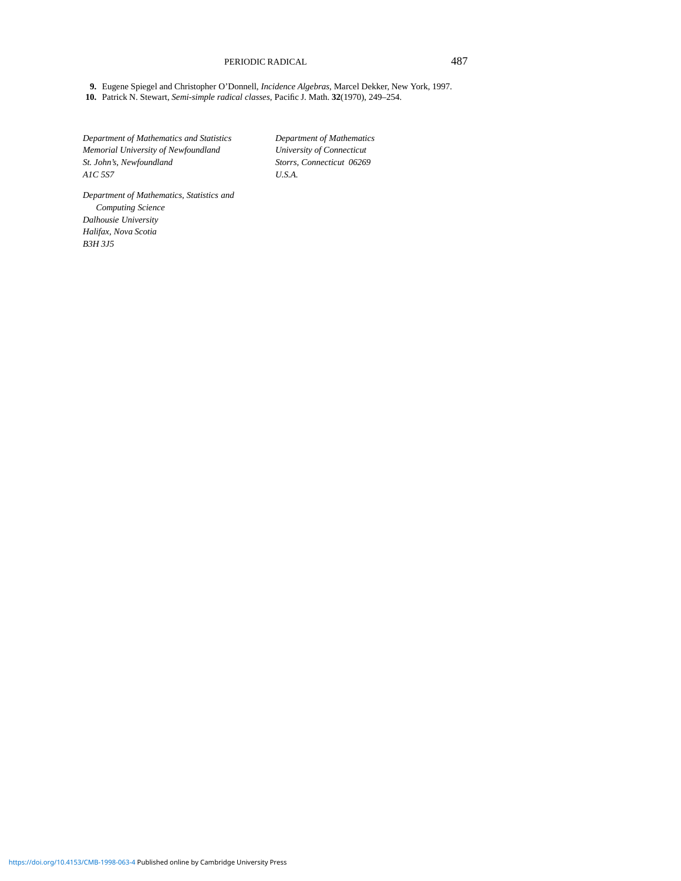**9.** Eugene Spiegel and Christopher O'Donnell, *Incidence Algebras*, Marcel Dekker, New York, 1997.

**10.** Patrick N. Stewart, *Semi-simple radical classes*, Pacific J. Math. **32**(1970), 249–254.

*Department of Mathematics and Statistics*
*Memorial University of Newfoundland*
*St. John's, Newfoundland*
*A1C 5S7*

*Department of Mathematics*
*University of Connecticut*
*Storrs, Connecticut 06269*
*U.S.A.*

*Department of Mathematics, Statistics and Computing Science*
*Dalhousie University*
*Halifax, Nova Scotia*
*B3H 3J5*